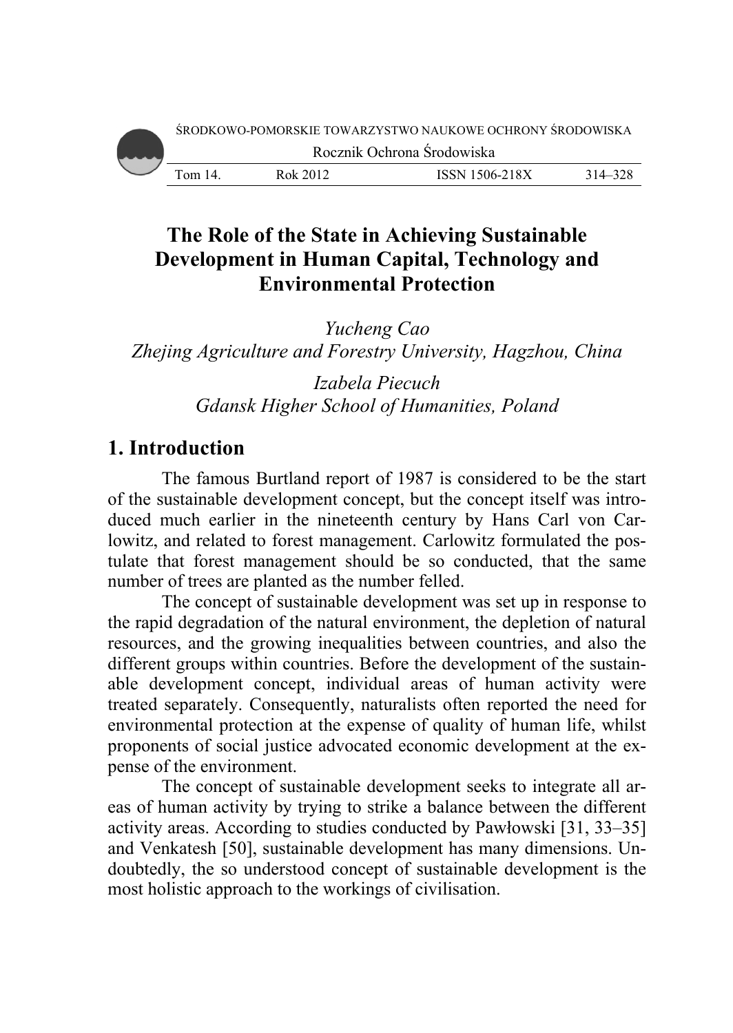# The Role of the State in Achieving Sustainable Development in Human Capital, Technology and Environmental Protection

*Yucheng Cao*
*Zhejing Agriculture and Forestry University, Hagzhou, China*

*Izabela Piecuch*
*Gdansk Higher School of Humanities, Poland*

## 1. Introduction

The famous Burtland report of 1987 is considered to be the start of the sustainable development concept, but the concept itself was introduced much earlier in the nineteenth century by Hans Carl von Carlowitz, and related to forest management. Carlowitz formulated the postulate that forest management should be so conducted, that the same number of trees are planted as the number felled.

The concept of sustainable development was set up in response to the rapid degradation of the natural environment, the depletion of natural resources, and the growing inequalities between countries, and also the different groups within countries. Before the development of the sustainable development concept, individual areas of human activity were treated separately. Consequently, naturalists often reported the need for environmental protection at the expense of quality of human life, whilst proponents of social justice advocated economic development at the expense of the environment.

The concept of sustainable development seeks to integrate all areas of human activity by trying to strike a balance between the different activity areas. According to studies conducted by Pawłowski [31, 33–35] and Venkatesh [50], sustainable development has many dimensions. Undoubtedly, the so understood concept of sustainable development is the most holistic approach to the workings of civilisation.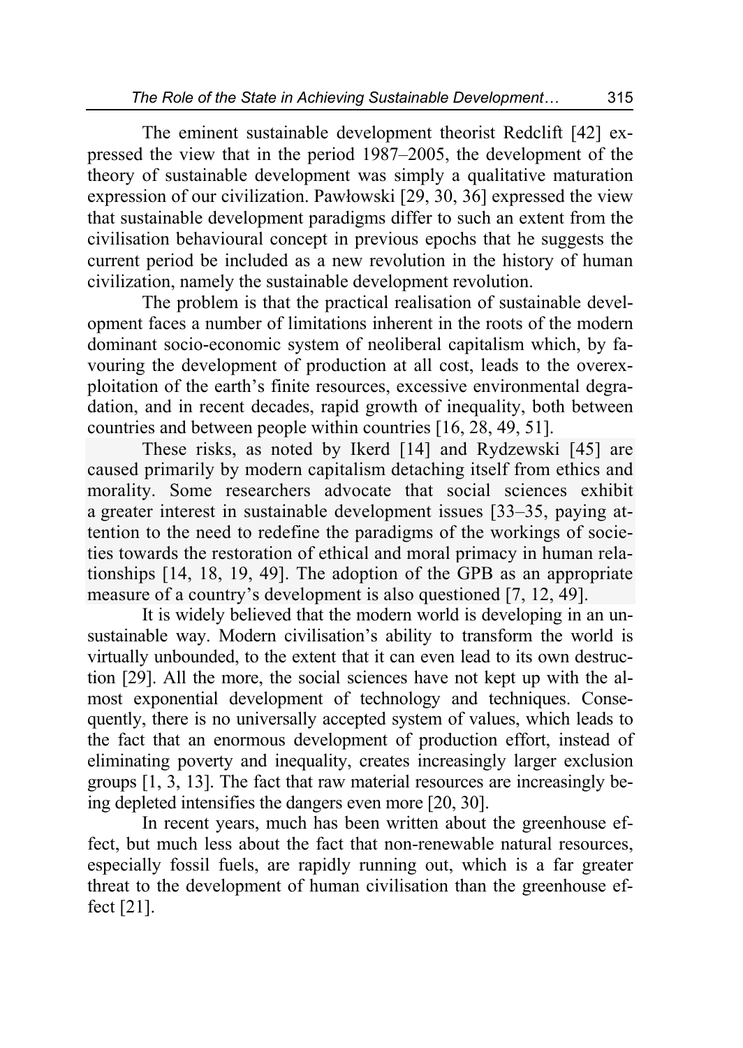The eminent sustainable development theorist Redclift [42] expressed the view that in the period 1987–2005, the development of the theory of sustainable development was simply a qualitative maturation expression of our civilization. Pawłowski [29, 30, 36] expressed the view that sustainable development paradigms differ to such an extent from the civilisation behavioural concept in previous epochs that he suggests the current period be included as a new revolution in the history of human civilization, namely the sustainable development revolution.

The problem is that the practical realisation of sustainable development faces a number of limitations inherent in the roots of the modern dominant socio-economic system of neoliberal capitalism which, by favouring the development of production at all cost, leads to the overexploitation of the earth's finite resources, excessive environmental degradation, and in recent decades, rapid growth of inequality, both between countries and between people within countries [16, 28, 49, 51].

These risks, as noted by Ikerd [14] and Rydzewski [45] are caused primarily by modern capitalism detaching itself from ethics and morality. Some researchers advocate that social sciences exhibit a greater interest in sustainable development issues [33–35, paying attention to the need to redefine the paradigms of the workings of societies towards the restoration of ethical and moral primacy in human relationships [14, 18, 19, 49]. The adoption of the GPB as an appropriate measure of a country's development is also questioned [7, 12, 49].

It is widely believed that the modern world is developing in an unsustainable way. Modern civilisation's ability to transform the world is virtually unbounded, to the extent that it can even lead to its own destruction [29]. All the more, the social sciences have not kept up with the almost exponential development of technology and techniques. Consequently, there is no universally accepted system of values, which leads to the fact that an enormous development of production effort, instead of eliminating poverty and inequality, creates increasingly larger exclusion groups [1, 3, 13]. The fact that raw material resources are increasingly being depleted intensifies the dangers even more [20, 30].

In recent years, much has been written about the greenhouse effect, but much less about the fact that non-renewable natural resources, especially fossil fuels, are rapidly running out, which is a far greater threat to the development of human civilisation than the greenhouse effect [21].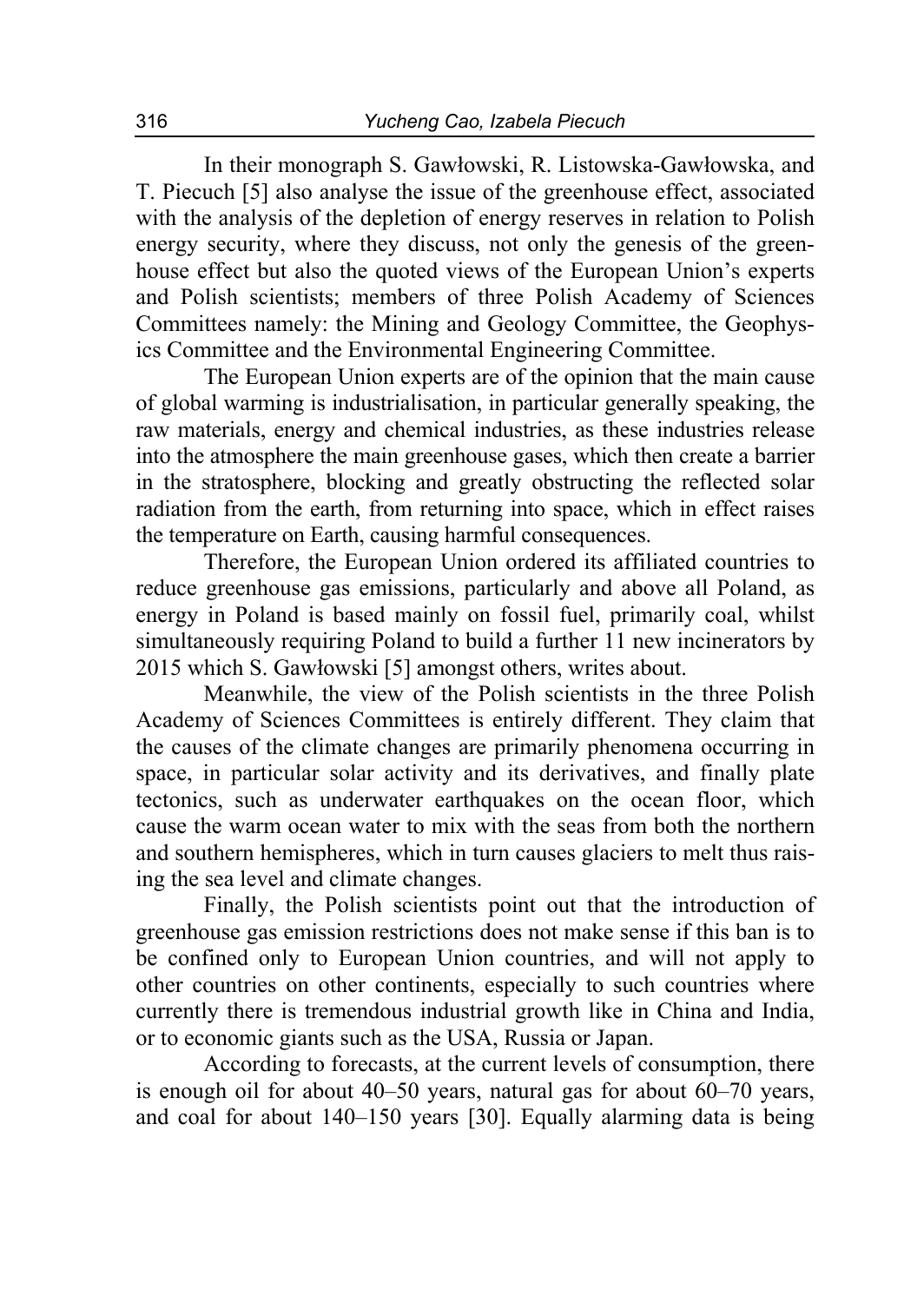In their monograph S. Gawłowski, R. Listowska-Gawłowska, and T. Piecuch [5] also analyse the issue of the greenhouse effect, associated with the analysis of the depletion of energy reserves in relation to Polish energy security, where they discuss, not only the genesis of the greenhouse effect but also the quoted views of the European Union's experts and Polish scientists; members of three Polish Academy of Sciences Committees namely: the Mining and Geology Committee, the Geophysics Committee and the Environmental Engineering Committee.

The European Union experts are of the opinion that the main cause of global warming is industrialisation, in particular generally speaking, the raw materials, energy and chemical industries, as these industries release into the atmosphere the main greenhouse gases, which then create a barrier in the stratosphere, blocking and greatly obstructing the reflected solar radiation from the earth, from returning into space, which in effect raises the temperature on Earth, causing harmful consequences.

Therefore, the European Union ordered its affiliated countries to reduce greenhouse gas emissions, particularly and above all Poland, as energy in Poland is based mainly on fossil fuel, primarily coal, whilst simultaneously requiring Poland to build a further 11 new incinerators by 2015 which S. Gawłowski [5] amongst others, writes about.

Meanwhile, the view of the Polish scientists in the three Polish Academy of Sciences Committees is entirely different. They claim that the causes of the climate changes are primarily phenomena occurring in space, in particular solar activity and its derivatives, and finally plate tectonics, such as underwater earthquakes on the ocean floor, which cause the warm ocean water to mix with the seas from both the northern and southern hemispheres, which in turn causes glaciers to melt thus raising the sea level and climate changes.

Finally, the Polish scientists point out that the introduction of greenhouse gas emission restrictions does not make sense if this ban is to be confined only to European Union countries, and will not apply to other countries on other continents, especially to such countries where currently there is tremendous industrial growth like in China and India, or to economic giants such as the USA, Russia or Japan.

According to forecasts, at the current levels of consumption, there is enough oil for about 40–50 years, natural gas for about 60–70 years, and coal for about 140–150 years [30]. Equally alarming data is being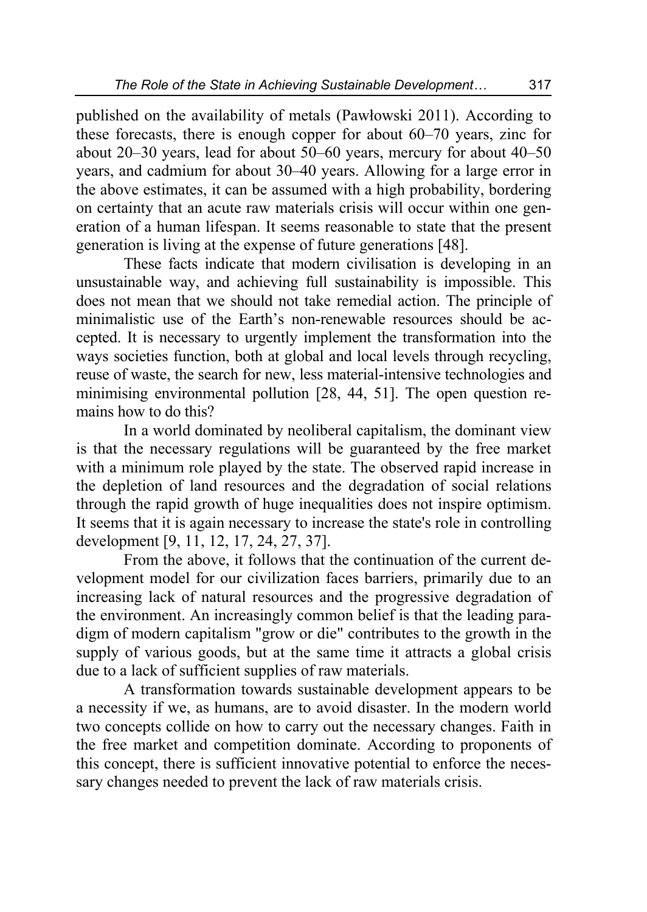published on the availability of metals (Pawłowski 2011). According to these forecasts, there is enough copper for about 60–70 years, zinc for about 20–30 years, lead for about 50–60 years, mercury for about 40–50 years, and cadmium for about 30–40 years. Allowing for a large error in the above estimates, it can be assumed with a high probability, bordering on certainty that an acute raw materials crisis will occur within one generation of a human lifespan. It seems reasonable to state that the present generation is living at the expense of future generations [48].

These facts indicate that modern civilisation is developing in an unsustainable way, and achieving full sustainability is impossible. This does not mean that we should not take remedial action. The principle of minimalistic use of the Earth's non-renewable resources should be accepted. It is necessary to urgently implement the transformation into the ways societies function, both at global and local levels through recycling, reuse of waste, the search for new, less material-intensive technologies and minimising environmental pollution [28, 44, 51]. The open question remains how to do this?

In a world dominated by neoliberal capitalism, the dominant view is that the necessary regulations will be guaranteed by the free market with a minimum role played by the state. The observed rapid increase in the depletion of land resources and the degradation of social relations through the rapid growth of huge inequalities does not inspire optimism. It seems that it is again necessary to increase the state's role in controlling development [9, 11, 12, 17, 24, 27, 37].

From the above, it follows that the continuation of the current development model for our civilization faces barriers, primarily due to an increasing lack of natural resources and the progressive degradation of the environment. An increasingly common belief is that the leading paradigm of modern capitalism "grow or die" contributes to the growth in the supply of various goods, but at the same time it attracts a global crisis due to a lack of sufficient supplies of raw materials.

A transformation towards sustainable development appears to be a necessity if we, as humans, are to avoid disaster. In the modern world two concepts collide on how to carry out the necessary changes. Faith in the free market and competition dominate. According to proponents of this concept, there is sufficient innovative potential to enforce the necessary changes needed to prevent the lack of raw materials crisis.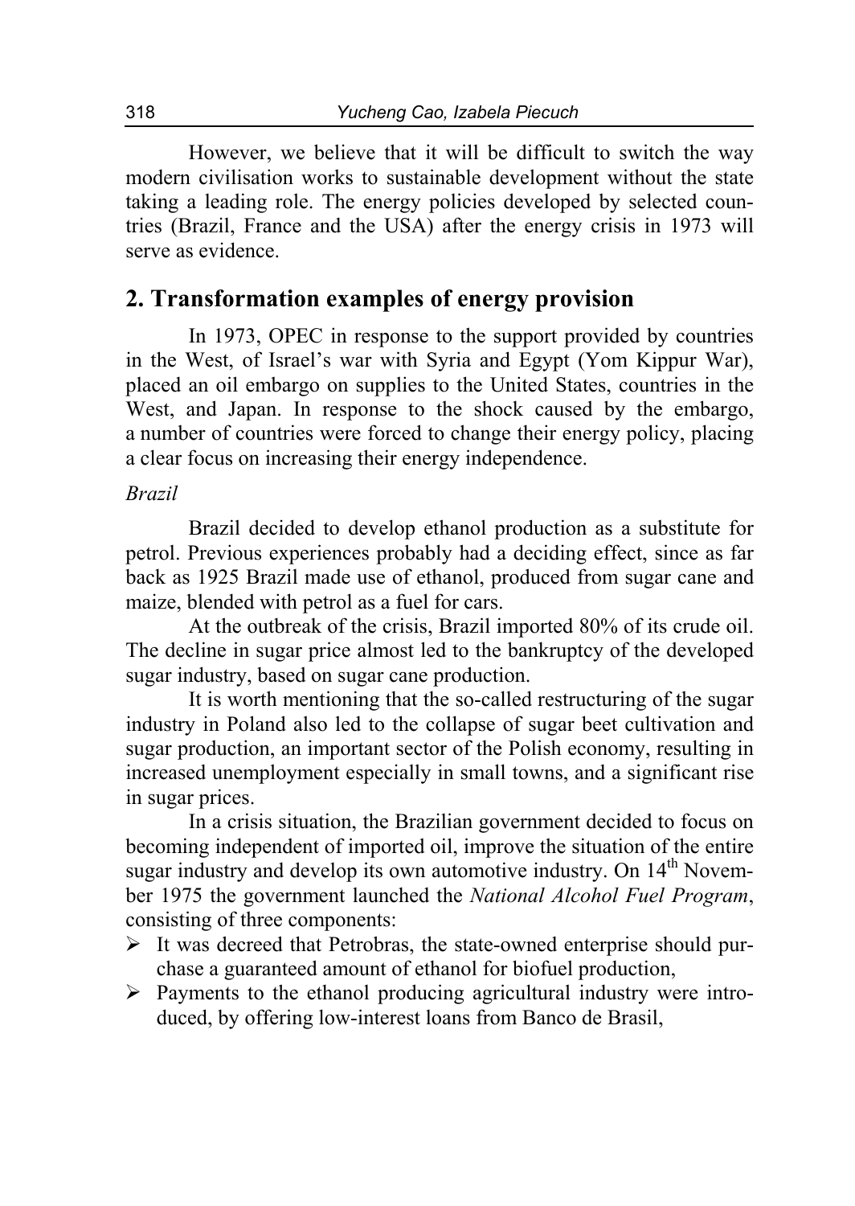However, we believe that it will be difficult to switch the way modern civilisation works to sustainable development without the state taking a leading role. The energy policies developed by selected countries (Brazil, France and the USA) after the energy crisis in 1973 will serve as evidence.

## 2. Transformation examples of energy provision

In 1973, OPEC in response to the support provided by countries in the West, of Israel's war with Syria and Egypt (Yom Kippur War), placed an oil embargo on supplies to the United States, countries in the West, and Japan. In response to the shock caused by the embargo, a number of countries were forced to change their energy policy, placing a clear focus on increasing their energy independence.

*Brazil*

Brazil decided to develop ethanol production as a substitute for petrol. Previous experiences probably had a deciding effect, since as far back as 1925 Brazil made use of ethanol, produced from sugar cane and maize, blended with petrol as a fuel for cars.

At the outbreak of the crisis, Brazil imported 80% of its crude oil. The decline in sugar price almost led to the bankruptcy of the developed sugar industry, based on sugar cane production.

It is worth mentioning that the so-called restructuring of the sugar industry in Poland also led to the collapse of sugar beet cultivation and sugar production, an important sector of the Polish economy, resulting in increased unemployment especially in small towns, and a significant rise in sugar prices.

In a crisis situation, the Brazilian government decided to focus on becoming independent of imported oil, improve the situation of the entire sugar industry and develop its own automotive industry. On 14th November 1975 the government launched the *National Alcohol Fuel Program*, consisting of three components:

- It was decreed that Petrobras, the state-owned enterprise should purchase a guaranteed amount of ethanol for biofuel production,
- Payments to the ethanol producing agricultural industry were introduced, by offering low-interest loans from Banco de Brasil,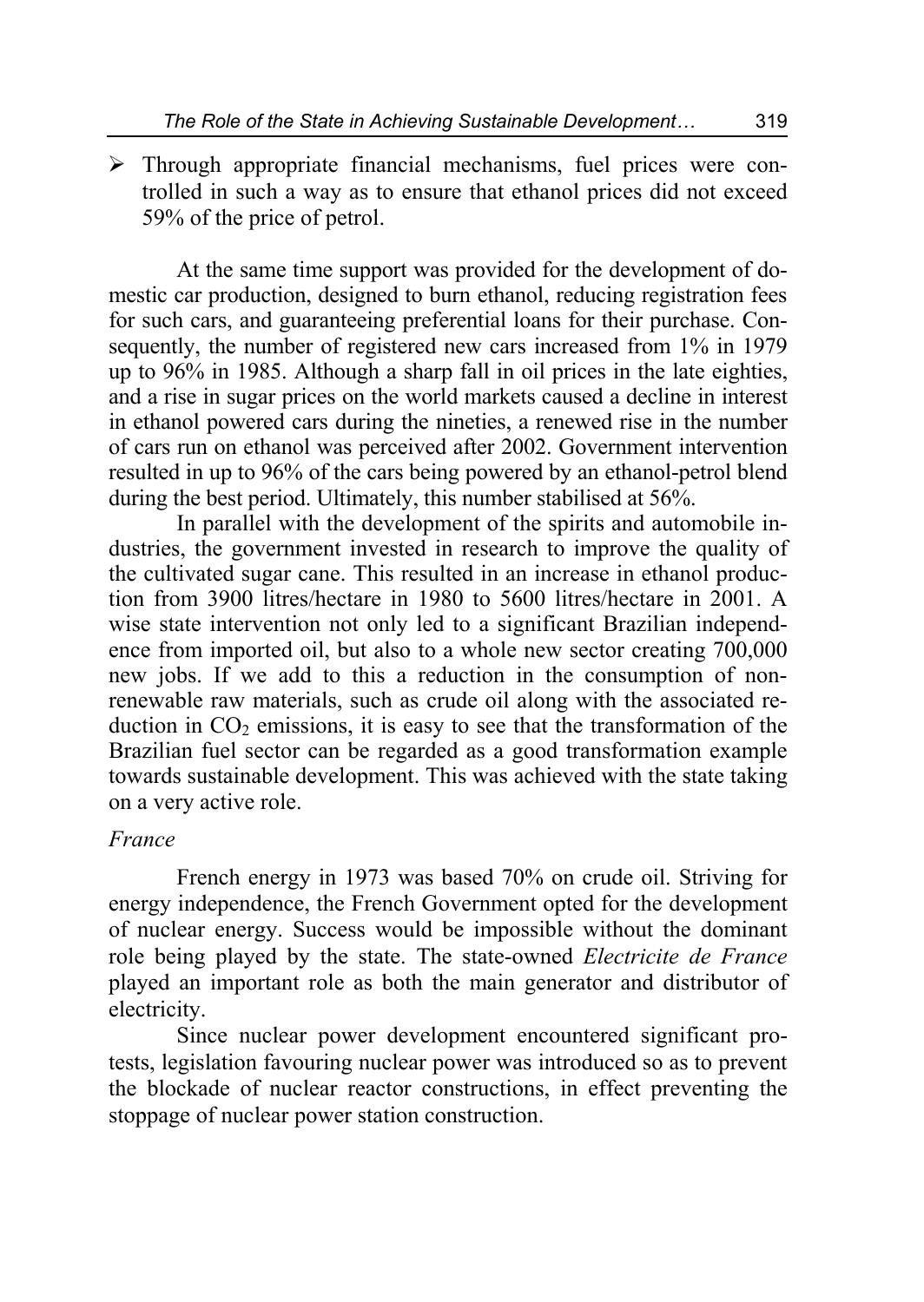- Through appropriate financial mechanisms, fuel prices were controlled in such a way as to ensure that ethanol prices did not exceed 59% of the price of petrol.

At the same time support was provided for the development of domestic car production, designed to burn ethanol, reducing registration fees for such cars, and guaranteeing preferential loans for their purchase. Consequently, the number of registered new cars increased from 1% in 1979 up to 96% in 1985. Although a sharp fall in oil prices in the late eighties, and a rise in sugar prices on the world markets caused a decline in interest in ethanol powered cars during the nineties, a renewed rise in the number of cars run on ethanol was perceived after 2002. Government intervention resulted in up to 96% of the cars being powered by an ethanol-petrol blend during the best period. Ultimately, this number stabilised at 56%.

In parallel with the development of the spirits and automobile industries, the government invested in research to improve the quality of the cultivated sugar cane. This resulted in an increase in ethanol production from 3900 litres/hectare in 1980 to 5600 litres/hectare in 2001. A wise state intervention not only led to a significant Brazilian independence from imported oil, but also to a whole new sector creating 700,000 new jobs. If we add to this a reduction in the consumption of non-renewable raw materials, such as crude oil along with the associated reduction in $CO_2$ emissions, it is easy to see that the transformation of the Brazilian fuel sector can be regarded as a good transformation example towards sustainable development. This was achieved with the state taking on a very active role.

*France*

French energy in 1973 was based 70% on crude oil. Striving for energy independence, the French Government opted for the development of nuclear energy. Success would be impossible without the dominant role being played by the state. The state-owned *Electricite de France* played an important role as both the main generator and distributor of electricity.

Since nuclear power development encountered significant protests, legislation favouring nuclear power was introduced so as to prevent the blockade of nuclear reactor constructions, in effect preventing the stoppage of nuclear power station construction.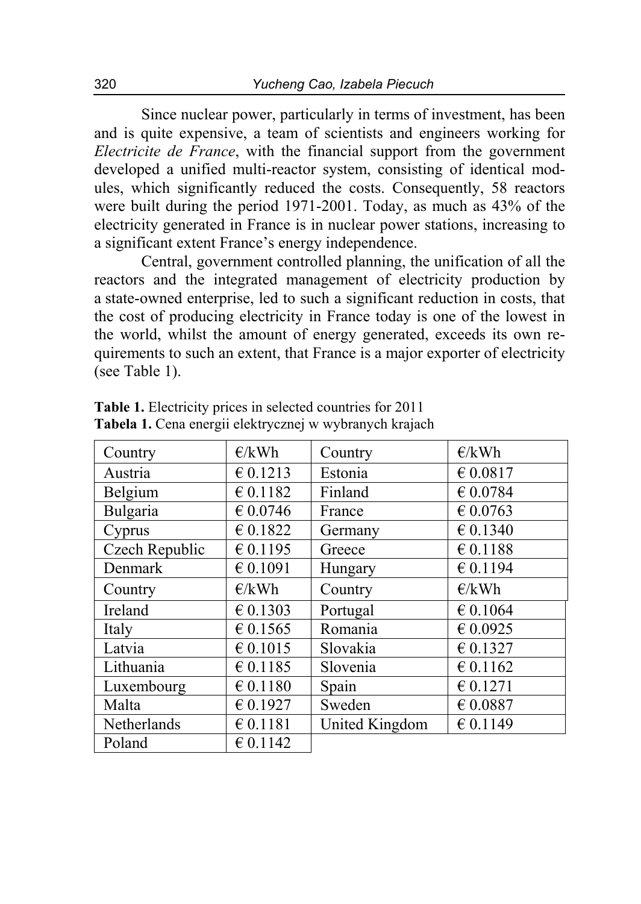Since nuclear power, particularly in terms of investment, has been and is quite expensive, a team of scientists and engineers working for *Electricite de France*, with the financial support from the government developed a unified multi-reactor system, consisting of identical modules, which significantly reduced the costs. Consequently, 58 reactors were built during the period 1971-2001. Today, as much as 43% of the electricity generated in France is in nuclear power stations, increasing to a significant extent France's energy independence.

Central, government controlled planning, the unification of all the reactors and the integrated management of electricity production by a state-owned enterprise, led to such a significant reduction in costs, that the cost of producing electricity in France today is one of the lowest in the world, whilst the amount of energy generated, exceeds its own requirements to such an extent, that France is a major exporter of electricity (see Table 1).

**Table 1.** Electricity prices in selected countries for 2011
**Tabela 1.** Cena energii elektrycznej w wybranych krajach

| Country | €/kWh | Country | €/kWh |
|---|---|---|---|
| Austria | € 0.1213 | Estonia | € 0.0817 |
| Belgium | € 0.1182 | Finland | € 0.0784 |
| Bulgaria | € 0.0746 | France | € 0.0763 |
| Cyprus | € 0.1822 | Germany | € 0.1340 |
| Czech Republic | € 0.1195 | Greece | € 0.1188 |
| Denmark | € 0.1091 | Hungary | € 0.1194 |
| Country | €/kWh | Country | €/kWh |
| Ireland | € 0.1303 | Portugal | € 0.1064 |
| Italy | € 0.1565 | Romania | € 0.0925 |
| Latvia | € 0.1015 | Slovakia | € 0.1327 |
| Lithuania | € 0.1185 | Slovenia | € 0.1162 |
| Luxembourg | € 0.1180 | Spain | € 0.1271 |
| Malta | € 0.1927 | Sweden | € 0.0887 |
| Netherlands | € 0.1181 | United Kingdom | € 0.1149 |
| Poland | € 0.1142 | | |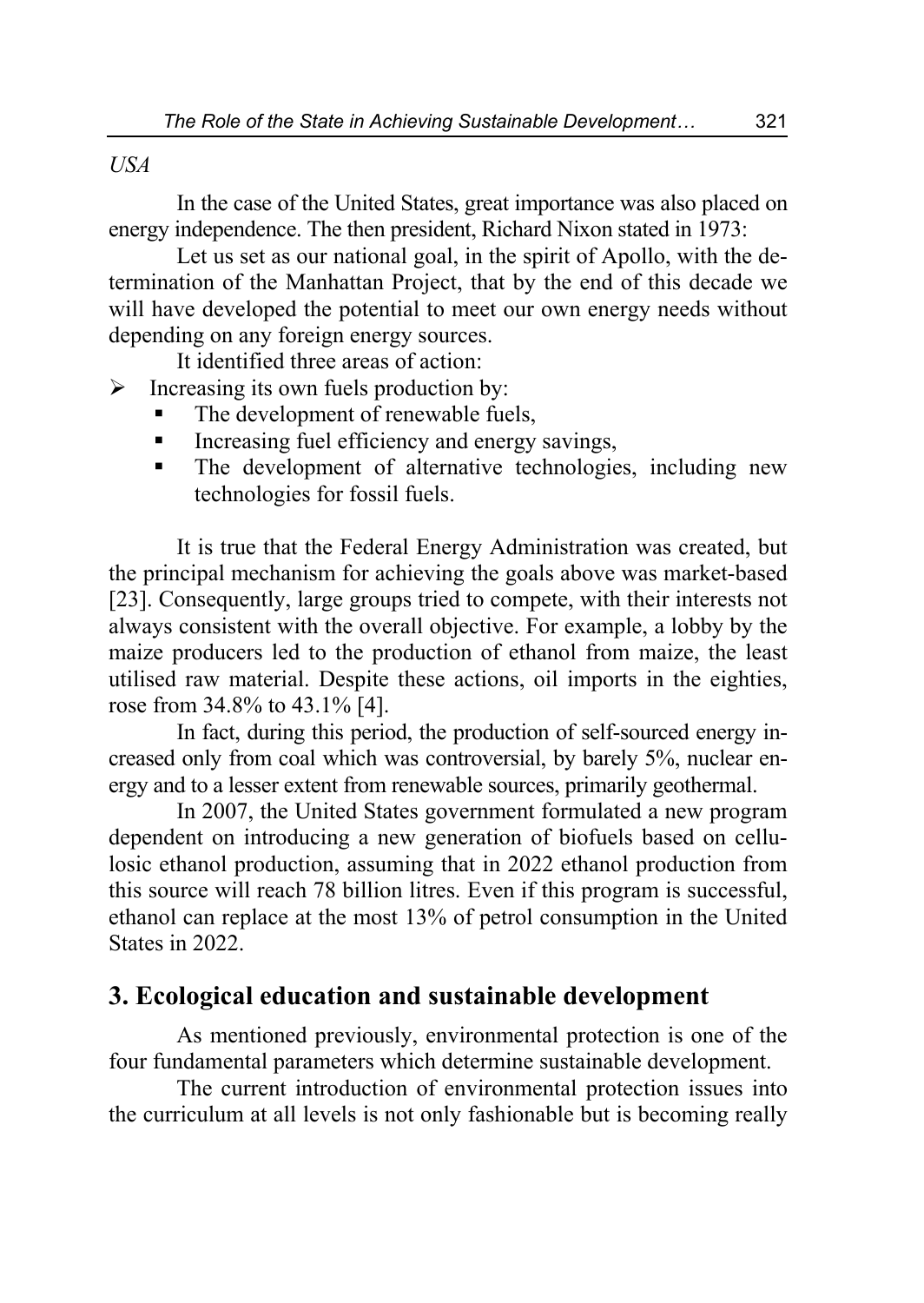*USA*

In the case of the United States, great importance was also placed on energy independence. The then president, Richard Nixon stated in 1973:

Let us set as our national goal, in the spirit of Apollo, with the determination of the Manhattan Project, that by the end of this decade we will have developed the potential to meet our own energy needs without depending on any foreign energy sources.

It identified three areas of action:

- Increasing its own fuels production by:
  - The development of renewable fuels,
  - Increasing fuel efficiency and energy savings,
  - The development of alternative technologies, including new technologies for fossil fuels.

It is true that the Federal Energy Administration was created, but the principal mechanism for achieving the goals above was market-based [23]. Consequently, large groups tried to compete, with their interests not always consistent with the overall objective. For example, a lobby by the maize producers led to the production of ethanol from maize, the least utilised raw material. Despite these actions, oil imports in the eighties, rose from 34.8% to 43.1% [4].

In fact, during this period, the production of self-sourced energy increased only from coal which was controversial, by barely 5%, nuclear energy and to a lesser extent from renewable sources, primarily geothermal.

In 2007, the United States government formulated a new program dependent on introducing a new generation of biofuels based on cellulosic ethanol production, assuming that in 2022 ethanol production from this source will reach 78 billion litres. Even if this program is successful, ethanol can replace at the most 13% of petrol consumption in the United States in 2022.

## 3. Ecological education and sustainable development

As mentioned previously, environmental protection is one of the four fundamental parameters which determine sustainable development.

The current introduction of environmental protection issues into the curriculum at all levels is not only fashionable but is becoming really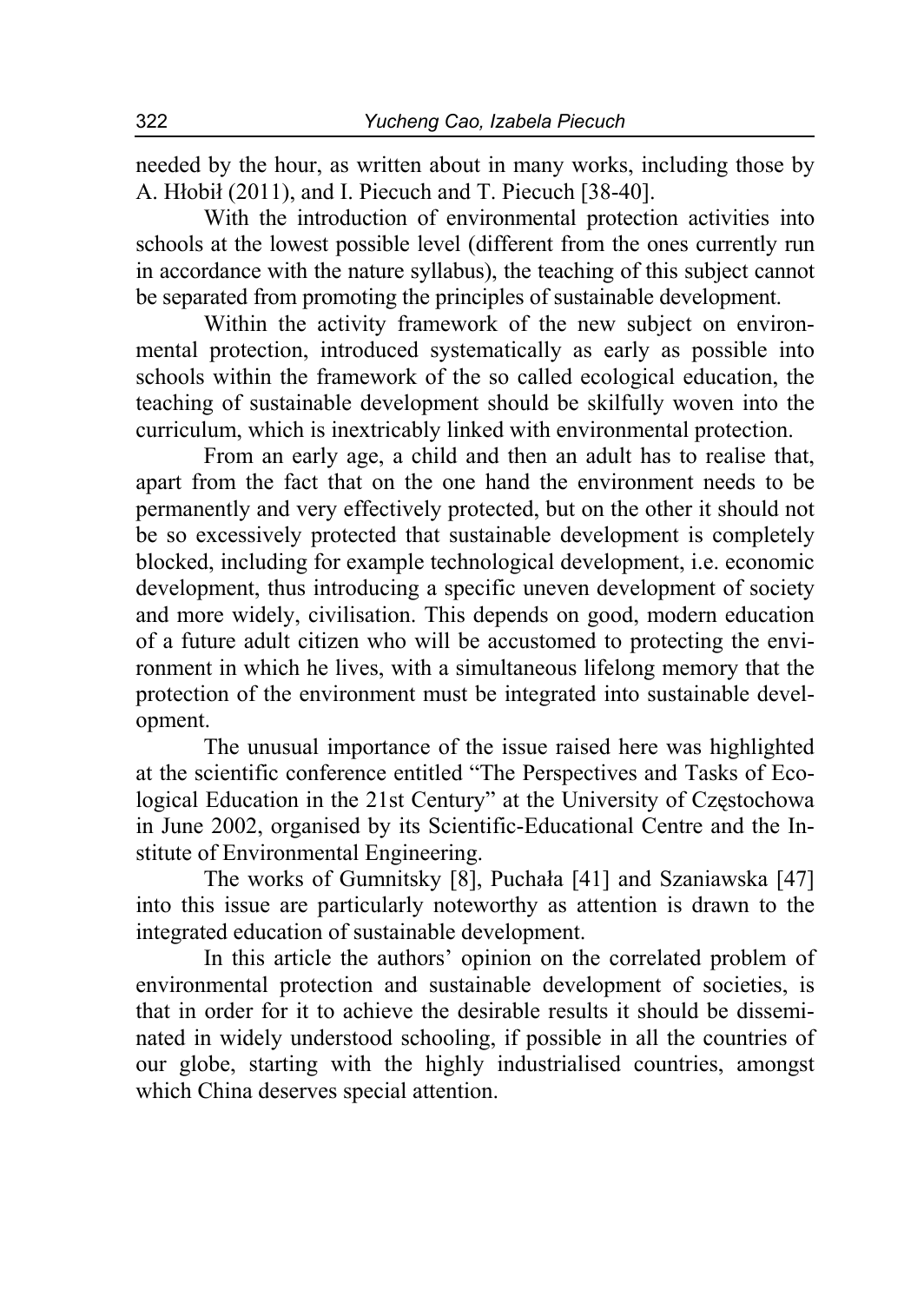needed by the hour, as written about in many works, including those by A. Hłobił (2011), and I. Piecuch and T. Piecuch [38-40].

With the introduction of environmental protection activities into schools at the lowest possible level (different from the ones currently run in accordance with the nature syllabus), the teaching of this subject cannot be separated from promoting the principles of sustainable development.

Within the activity framework of the new subject on environmental protection, introduced systematically as early as possible into schools within the framework of the so called ecological education, the teaching of sustainable development should be skilfully woven into the curriculum, which is inextricably linked with environmental protection.

From an early age, a child and then an adult has to realise that, apart from the fact that on the one hand the environment needs to be permanently and very effectively protected, but on the other it should not be so excessively protected that sustainable development is completely blocked, including for example technological development, i.e. economic development, thus introducing a specific uneven development of society and more widely, civilisation. This depends on good, modern education of a future adult citizen who will be accustomed to protecting the environment in which he lives, with a simultaneous lifelong memory that the protection of the environment must be integrated into sustainable development.

The unusual importance of the issue raised here was highlighted at the scientific conference entitled "The Perspectives and Tasks of Ecological Education in the 21st Century" at the University of Częstochowa in June 2002, organised by its Scientific-Educational Centre and the Institute of Environmental Engineering.

The works of Gumnitsky [8], Puchała [41] and Szaniawska [47] into this issue are particularly noteworthy as attention is drawn to the integrated education of sustainable development.

In this article the authors' opinion on the correlated problem of environmental protection and sustainable development of societies, is that in order for it to achieve the desirable results it should be disseminated in widely understood schooling, if possible in all the countries of our globe, starting with the highly industrialised countries, amongst which China deserves special attention.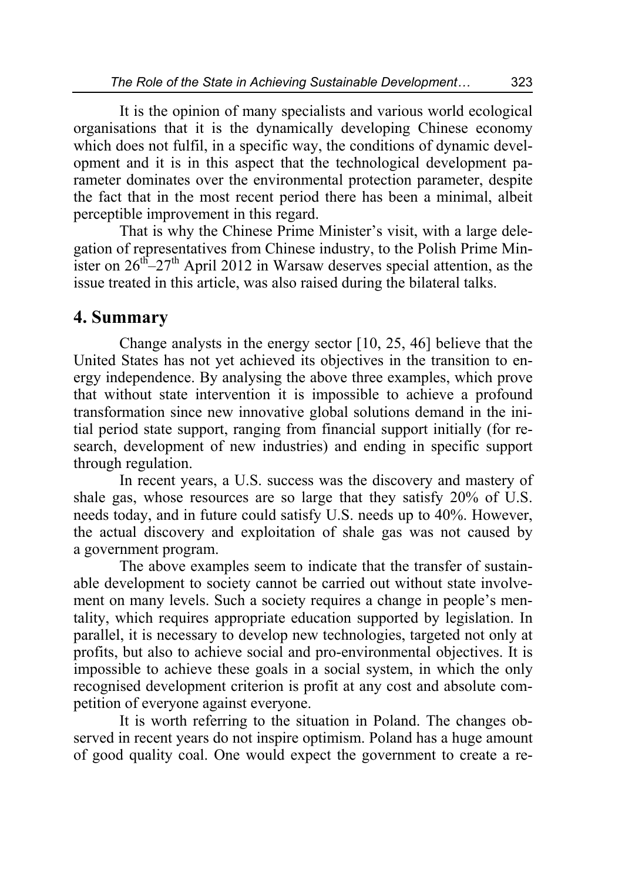It is the opinion of many specialists and various world ecological organisations that it is the dynamically developing Chinese economy which does not fulfil, in a specific way, the conditions of dynamic development and it is in this aspect that the technological development parameter dominates over the environmental protection parameter, despite the fact that in the most recent period there has been a minimal, albeit perceptible improvement in this regard.

That is why the Chinese Prime Minister's visit, with a large delegation of representatives from Chinese industry, to the Polish Prime Minister on $26^{th}$–$27^{th}$ April 2012 in Warsaw deserves special attention, as the issue treated in this article, was also raised during the bilateral talks.

## 4. Summary

Change analysts in the energy sector [10, 25, 46] believe that the United States has not yet achieved its objectives in the transition to energy independence. By analysing the above three examples, which prove that without state intervention it is impossible to achieve a profound transformation since new innovative global solutions demand in the initial period state support, ranging from financial support initially (for research, development of new industries) and ending in specific support through regulation.

In recent years, a U.S. success was the discovery and mastery of shale gas, whose resources are so large that they satisfy 20% of U.S. needs today, and in future could satisfy U.S. needs up to 40%. However, the actual discovery and exploitation of shale gas was not caused by a government program.

The above examples seem to indicate that the transfer of sustainable development to society cannot be carried out without state involvement on many levels. Such a society requires a change in people's mentality, which requires appropriate education supported by legislation. In parallel, it is necessary to develop new technologies, targeted not only at profits, but also to achieve social and pro-environmental objectives. It is impossible to achieve these goals in a social system, in which the only recognised development criterion is profit at any cost and absolute competition of everyone against everyone.

It is worth referring to the situation in Poland. The changes observed in recent years do not inspire optimism. Poland has a huge amount of good quality coal. One would expect the government to create a re-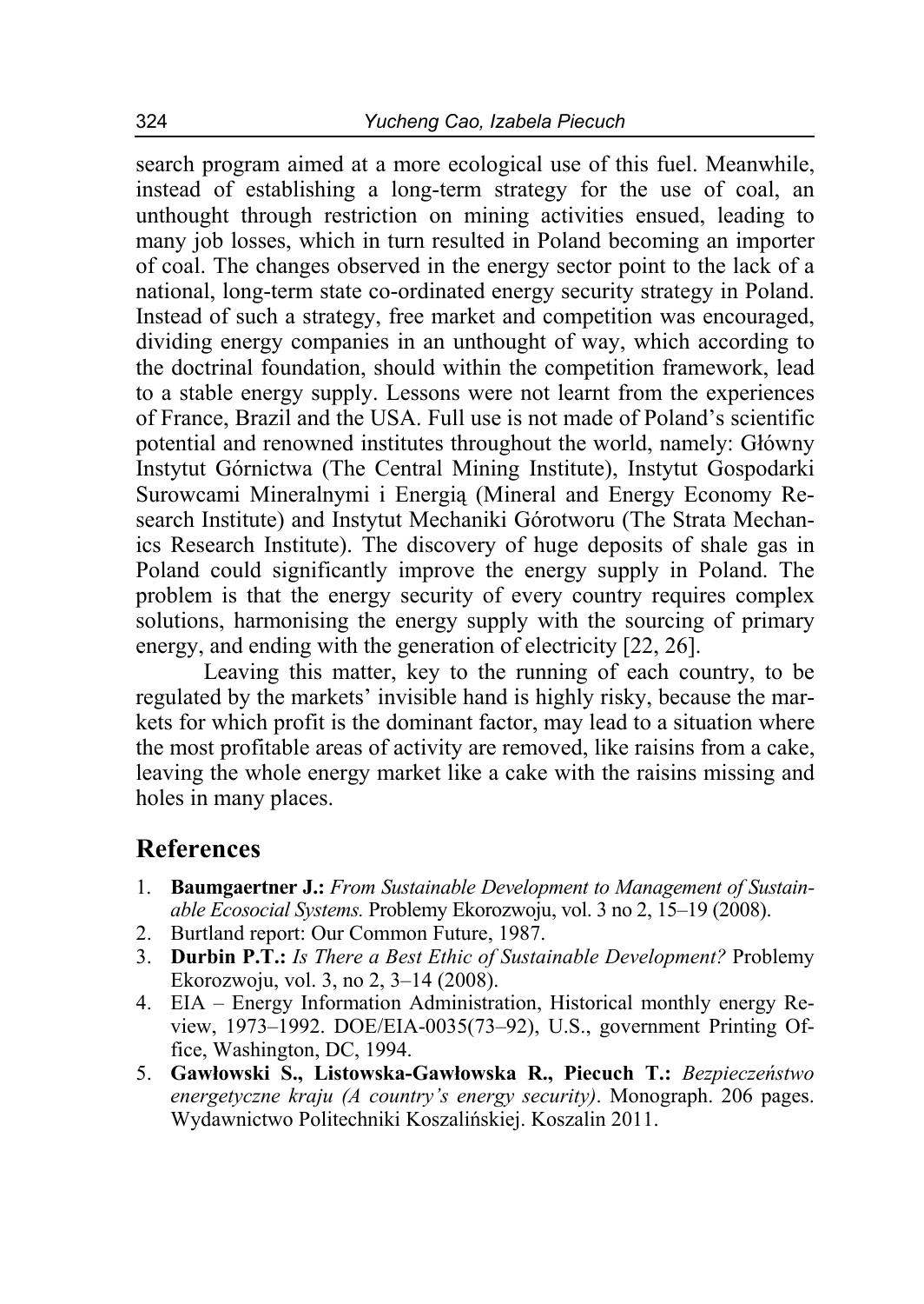search program aimed at a more ecological use of this fuel. Meanwhile, instead of establishing a long-term strategy for the use of coal, an unthought through restriction on mining activities ensued, leading to many job losses, which in turn resulted in Poland becoming an importer of coal. The changes observed in the energy sector point to the lack of a national, long-term state co-ordinated energy security strategy in Poland. Instead of such a strategy, free market and competition was encouraged, dividing energy companies in an unthought of way, which according to the doctrinal foundation, should within the competition framework, lead to a stable energy supply. Lessons were not learnt from the experiences of France, Brazil and the USA. Full use is not made of Poland's scientific potential and renowned institutes throughout the world, namely: Główny Instytut Górnictwa (The Central Mining Institute), Instytut Gospodarki Surowcami Mineralnymi i Energią (Mineral and Energy Economy Research Institute) and Instytut Mechaniki Górotworu (The Strata Mechanics Research Institute). The discovery of huge deposits of shale gas in Poland could significantly improve the energy supply in Poland. The problem is that the energy security of every country requires complex solutions, harmonising the energy supply with the sourcing of primary energy, and ending with the generation of electricity [22, 26].

Leaving this matter, key to the running of each country, to be regulated by the markets' invisible hand is highly risky, because the markets for which profit is the dominant factor, may lead to a situation where the most profitable areas of activity are removed, like raisins from a cake, leaving the whole energy market like a cake with the raisins missing and holes in many places.

## References

1. **Baumgaertner J.:** *From Sustainable Development to Management of Sustainable Ecosocial Systems.* Problemy Ekorozwoju, vol. 3 no 2, 15–19 (2008).
2. Burtland report: Our Common Future, 1987.
3. **Durbin P.T.:** *Is There a Best Ethic of Sustainable Development?* Problemy Ekorozwoju, vol. 3, no 2, 3–14 (2008).
4. EIA – Energy Information Administration, Historical monthly energy Review, 1973–1992. DOE/EIA-0035(73–92), U.S., government Printing Office, Washington, DC, 1994.
5. **Gawłowski S., Listowska-Gawłowska R., Piecuch T.:** *Bezpieczeństwo energetyczne kraju (A country's energy security)*. Monograph. 206 pages. Wydawnictwo Politechniki Koszalińskiej. Koszalin 2011.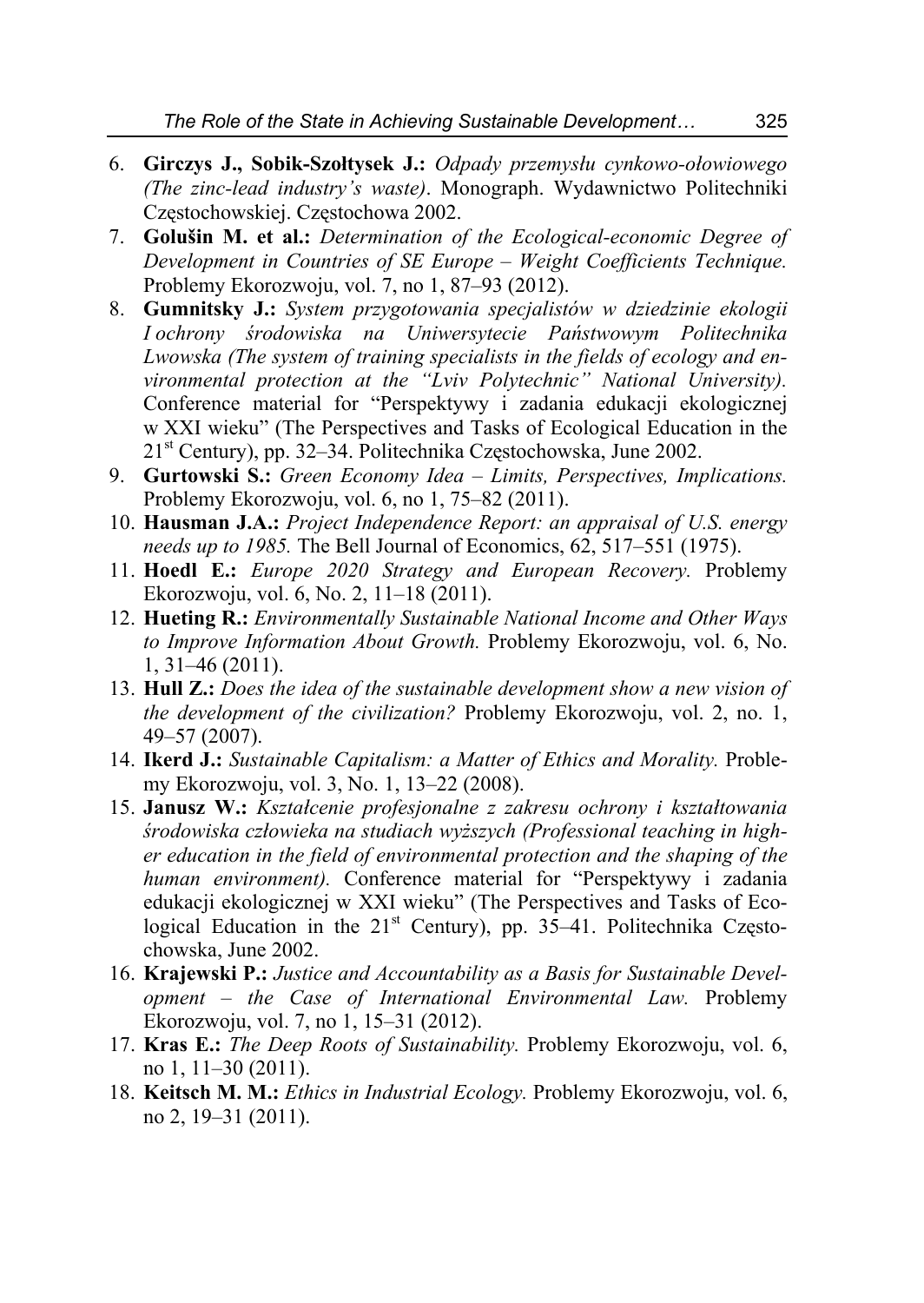6. **Girczys J., Sobik-Szołtysek J.:** *Odpady przemysłu cynkowo-ołowiowego (The zinc-lead industry's waste)*. Monograph. Wydawnictwo Politechniki Częstochowskiej. Częstochowa 2002.
7. **Golušin M. et al.:** *Determination of the Ecological-economic Degree of Development in Countries of SE Europe – Weight Coefficients Technique.* Problemy Ekorozwoju, vol. 7, no 1, 87–93 (2012).
8. **Gumnitsky J.:** *System przygotowania specjalistów w dziedzinie ekologii I ochrony środowiska na Uniwersytecie Państwowym Politechnika Lwowska (The system of training specialists in the fields of ecology and environmental protection at the "Lviv Polytechnic" National University).* Conference material for "Perspektywy i zadania edukacji ekologicznej w XXI wieku" (The Perspectives and Tasks of Ecological Education in the 21st Century), pp. 32–34. Politechnika Częstochowska, June 2002.
9. **Gurtowski S.:** *Green Economy Idea – Limits, Perspectives, Implications.* Problemy Ekorozwoju, vol. 6, no 1, 75–82 (2011).
10. **Hausman J.A.:** *Project Independence Report: an appraisal of U.S. energy needs up to 1985.* The Bell Journal of Economics, 62, 517–551 (1975).
11. **Hoedl E.:** *Europe 2020 Strategy and European Recovery.* Problemy Ekorozwoju, vol. 6, No. 2, 11–18 (2011).
12. **Hueting R.:** *Environmentally Sustainable National Income and Other Ways to Improve Information About Growth.* Problemy Ekorozwoju, vol. 6, No. 1, 31–46 (2011).
13. **Hull Z.:** *Does the idea of the sustainable development show a new vision of the development of the civilization?* Problemy Ekorozwoju, vol. 2, no. 1, 49–57 (2007).
14. **Ikerd J.:** *Sustainable Capitalism: a Matter of Ethics and Morality.* Problemy Ekorozwoju, vol. 3, No. 1, 13–22 (2008).
15. **Janusz W.:** *Kształcenie profesjonalne z zakresu ochrony i kształtowania środowiska człowieka na studiach wyższych (Professional teaching in higher education in the field of environmental protection and the shaping of the human environment).* Conference material for "Perspektywy i zadania edukacji ekologicznej w XXI wieku" (The Perspectives and Tasks of Ecological Education in the 21st Century), pp. 35–41. Politechnika Częstochowska, June 2002.
16. **Krajewski P.:** *Justice and Accountability as a Basis for Sustainable Development – the Case of International Environmental Law.* Problemy Ekorozwoju, vol. 7, no 1, 15–31 (2012).
17. **Kras E.:** *The Deep Roots of Sustainability.* Problemy Ekorozwoju, vol. 6, no 1, 11–30 (2011).
18. **Keitsch M. M.:** *Ethics in Industrial Ecology.* Problemy Ekorozwoju, vol. 6, no 2, 19–31 (2011).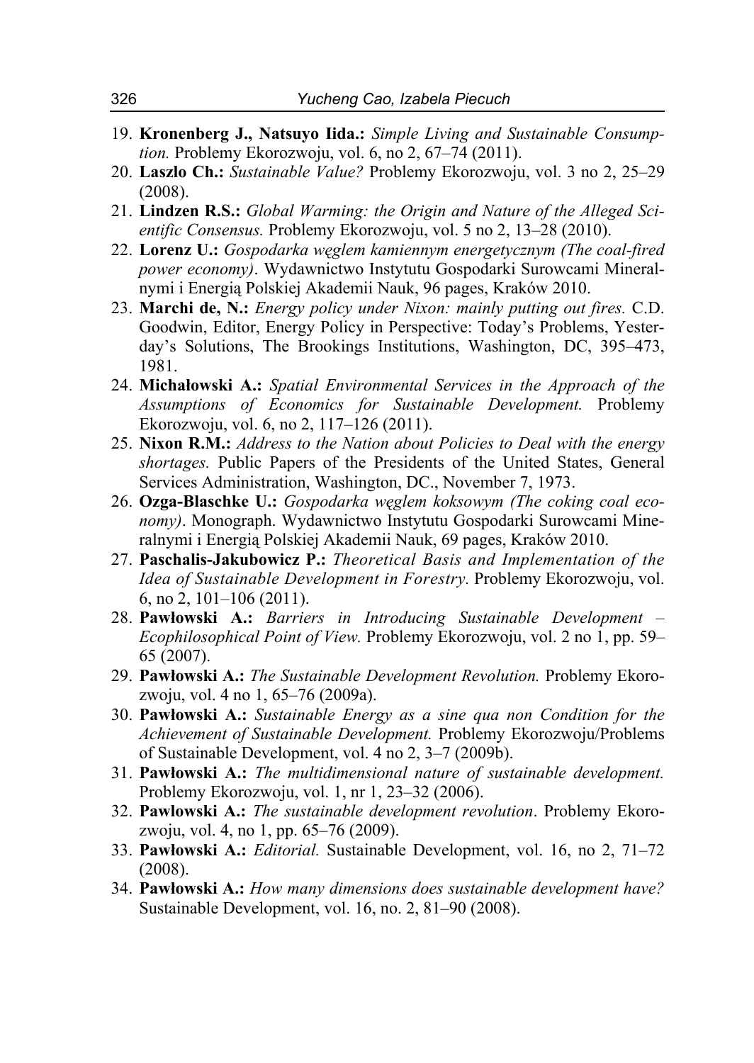19. **Kronenberg J., Natsuyo Iida.:** *Simple Living and Sustainable Consumption.* Problemy Ekorozwoju, vol. 6, no 2, 67–74 (2011).
20. **Laszlo Ch.:** *Sustainable Value?* Problemy Ekorozwoju, vol. 3 no 2, 25–29 (2008).
21. **Lindzen R.S.:** *Global Warming: the Origin and Nature of the Alleged Scientific Consensus.* Problemy Ekorozwoju, vol. 5 no 2, 13–28 (2010).
22. **Lorenz U.:** *Gospodarka węglem kamiennym energetycznym (The coal-fired power economy)*. Wydawnictwo Instytutu Gospodarki Surowcami Mineralnymi i Energią Polskiej Akademii Nauk, 96 pages, Kraków 2010.
23. **Marchi de, N.:** *Energy policy under Nixon: mainly putting out fires.* C.D. Goodwin, Editor, Energy Policy in Perspective: Today's Problems, Yesterday's Solutions, The Brookings Institutions, Washington, DC, 395–473, 1981.
24. **Michałowski A.:** *Spatial Environmental Services in the Approach of the Assumptions of Economics for Sustainable Development.* Problemy Ekorozwoju, vol. 6, no 2, 117–126 (2011).
25. **Nixon R.M.:** *Address to the Nation about Policies to Deal with the energy shortages.* Public Papers of the Presidents of the United States, General Services Administration, Washington, DC., November 7, 1973.
26. **Ozga-Blaschke U.:** *Gospodarka węglem koksowym (The coking coal economy)*. Monograph. Wydawnictwo Instytutu Gospodarki Surowcami Mineralnymi i Energią Polskiej Akademii Nauk, 69 pages, Kraków 2010.
27. **Paschalis-Jakubowicz P.:** *Theoretical Basis and Implementation of the Idea of Sustainable Development in Forestry.* Problemy Ekorozwoju, vol. 6, no 2, 101–106 (2011).
28. **Pawłowski A.:** *Barriers in Introducing Sustainable Development – Ecophilosophical Point of View.* Problemy Ekorozwoju, vol. 2 no 1, pp. 59–65 (2007).
29. **Pawłowski A.:** *The Sustainable Development Revolution.* Problemy Ekorozwoju, vol. 4 no 1, 65–76 (2009a).
30. **Pawłowski A.:** *Sustainable Energy as a sine qua non Condition for the Achievement of Sustainable Development.* Problemy Ekorozwoju/Problems of Sustainable Development, vol. 4 no 2, 3–7 (2009b).
31. **Pawłowski A.:** *The multidimensional nature of sustainable development.* Problemy Ekorozwoju, vol. 1, nr 1, 23–32 (2006).
32. **Pawlowski A.:** *The sustainable development revolution*. Problemy Ekorozwoju, vol. 4, no 1, pp. 65–76 (2009).
33. **Pawłowski A.:** *Editorial.* Sustainable Development, vol. 16, no 2, 71–72 (2008).
34. **Pawłowski A.:** *How many dimensions does sustainable development have?* Sustainable Development, vol. 16, no. 2, 81–90 (2008).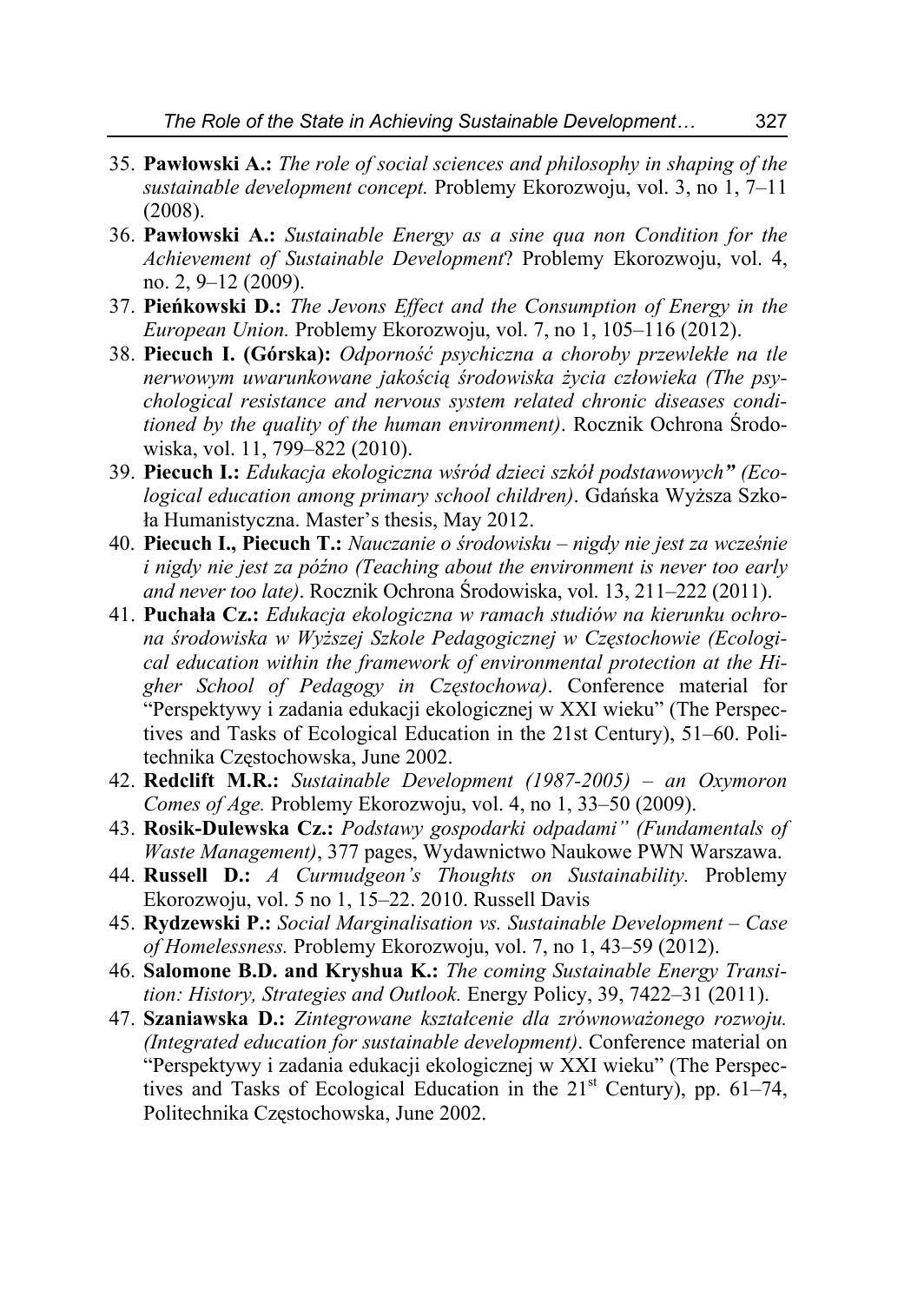35. **Pawłowski A.:** *The role of social sciences and philosophy in shaping of the sustainable development concept.* Problemy Ekorozwoju, vol. 3, no 1, 7–11 (2008).
36. **Pawłowski A.:** *Sustainable Energy as a sine qua non Condition for the Achievement of Sustainable Development*? Problemy Ekorozwoju, vol. 4, no. 2, 9–12 (2009).
37. **Pieńkowski D.:** *The Jevons Effect and the Consumption of Energy in the European Union.* Problemy Ekorozwoju, vol. 7, no 1, 105–116 (2012).
38. **Piecuch I. (Górska):** *Odporność psychiczna a choroby przewlekłe na tle nerwowym uwarunkowane jakością środowiska życia człowieka (The psychological resistance and nervous system related chronic diseases conditioned by the quality of the human environment)*. Rocznik Ochrona Środowiska, vol. 11, 799–822 (2010).
39. **Piecuch I.:** *Edukacja ekologiczna wśród dzieci szkół podstawowych" (Ecological education among primary school children)*. Gdańska Wyższa Szkoła Humanistyczna. Master's thesis, May 2012.
40. **Piecuch I., Piecuch T.:** *Nauczanie o środowisku – nigdy nie jest za wcześnie i nigdy nie jest za późno (Teaching about the environment is never too early and never too late)*. Rocznik Ochrona Środowiska, vol. 13, 211–222 (2011).
41. **Puchała Cz.:** *Edukacja ekologiczna w ramach studiów na kierunku ochrona środowiska w Wyższej Szkole Pedagogicznej w Częstochowie (Ecological education within the framework of environmental protection at the Higher School of Pedagogy in Częstochowa)*. Conference material for "Perspektywy i zadania edukacji ekologicznej w XXI wieku" (The Perspectives and Tasks of Ecological Education in the 21st Century), 51–60. Politechnika Częstochowska, June 2002.
42. **Redclift M.R.:** *Sustainable Development (1987-2005) – an Oxymoron Comes of Age.* Problemy Ekorozwoju, vol. 4, no 1, 33–50 (2009).
43. **Rosik-Dulewska Cz.:** *Podstawy gospodarki odpadami" (Fundamentals of Waste Management)*, 377 pages, Wydawnictwo Naukowe PWN Warszawa.
44. **Russell D.:** *A Curmudgeon's Thoughts on Sustainability.* Problemy Ekorozwoju, vol. 5 no 1, 15–22. 2010. Russell Davis
45. **Rydzewski P.:** *Social Marginalisation vs. Sustainable Development – Case of Homelessness.* Problemy Ekorozwoju, vol. 7, no 1, 43–59 (2012).
46. **Salomone B.D. and Kryshua K.:** *The coming Sustainable Energy Transition: History, Strategies and Outlook.* Energy Policy, 39, 7422–31 (2011).
47. **Szaniawska D.:** *Zintegrowane kształcenie dla zrównoważonego rozwoju. (Integrated education for sustainable development)*. Conference material on "Perspektywy i zadania edukacji ekologicznej w XXI wieku" (The Perspectives and Tasks of Ecological Education in the 21st Century), pp. 61–74, Politechnika Częstochowska, June 2002.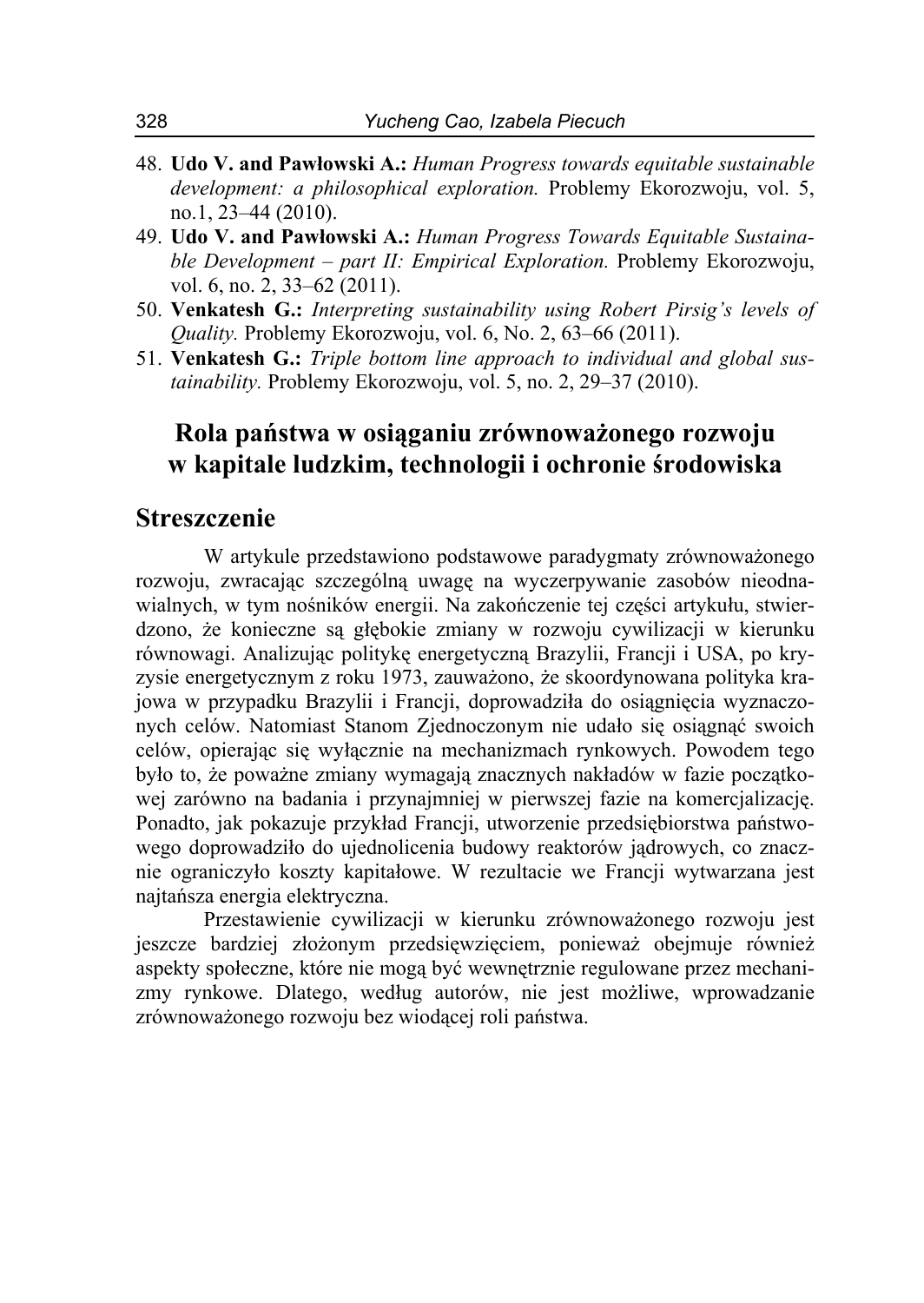48. **Udo V. and Pawłowski A.:** *Human Progress towards equitable sustainable development: a philosophical exploration.* Problemy Ekorozwoju, vol. 5, no.1, 23–44 (2010).
49. **Udo V. and Pawłowski A.:** *Human Progress Towards Equitable Sustainable Development – part II: Empirical Exploration.* Problemy Ekorozwoju, vol. 6, no. 2, 33–62 (2011).
50. **Venkatesh G.:** *Interpreting sustainability using Robert Pirsig's levels of Quality.* Problemy Ekorozwoju, vol. 6, No. 2, 63–66 (2011).
51. **Venkatesh G.:** *Triple bottom line approach to individual and global sustainability.* Problemy Ekorozwoju, vol. 5, no. 2, 29–37 (2010).

# Rola państwa w osiąganiu zrównoważonego rozwoju w kapitale ludzkim, technologii i ochronie środowiska

## Streszczenie

W artykule przedstawiono podstawowe paradygmaty zrównoważonego rozwoju, zwracając szczególną uwagę na wyczerpywanie zasobów nieodnawialnych, w tym nośników energii. Na zakończenie tej części artykułu, stwierdzono, że konieczne są głębokie zmiany w rozwoju cywilizacji w kierunku równowagi. Analizując politykę energetyczną Brazylii, Francji i USA, po kryzysie energetycznym z roku 1973, zauważono, że skoordynowana polityka krajowa w przypadku Brazylii i Francji, doprowadziła do osiągnięcia wyznaczonych celów. Natomiast Stanom Zjednoczonym nie udało się osiągnąć swoich celów, opierając się wyłącznie na mechanizmach rynkowych. Powodem tego było to, że poważne zmiany wymagają znacznych nakładów w fazie początkowej zarówno na badania i przynajmniej w pierwszej fazie na komercjalizację. Ponadto, jak pokazuje przykład Francji, utworzenie przedsiębiorstwa państwowego doprowadziło do ujednolicenia budowy reaktorów jądrowych, co znacznie ograniczyło koszty kapitałowe. W rezultacie we Francji wytwarzana jest najtańsza energia elektryczna.

Przestawienie cywilizacji w kierunku zrównoważonego rozwoju jest jeszcze bardziej złożonym przedsięwzięciem, ponieważ obejmuje również aspekty społeczne, które nie mogą być wewnętrznie regulowane przez mechanizmy rynkowe. Dlatego, według autorów, nie jest możliwe, wprowadzanie zrównoważonego rozwoju bez wiodącej roli państwa.